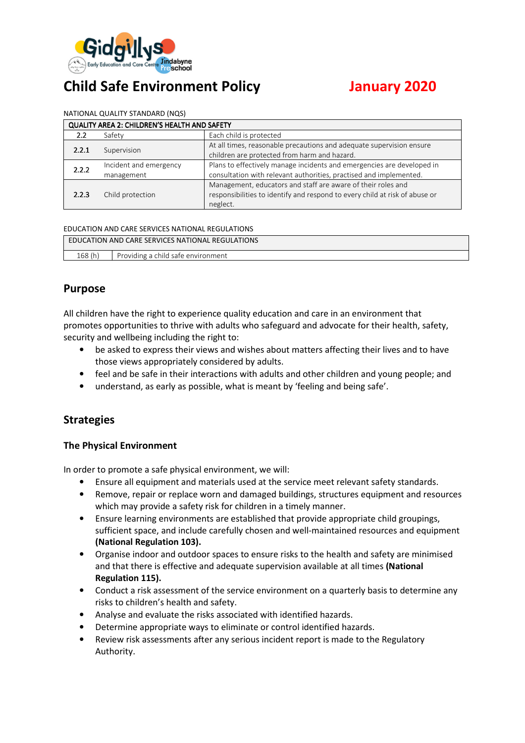// Gidgillys Early Education and Care Centre / Jindabyne Preschool

# Child Safe Environment Policy

**January 2020**

NATIONAL QUALITY STANDARD (NQS)

| QUALITY AREA 2: CHILDREN'S HEALTH AND SAFETY | | |
|---|---|---|
| 2.2 | Safety | Each child is protected |
| 2.2.1 | Supervision | At all times, reasonable precautions and adequate supervision ensure children are protected from harm and hazard. |
| 2.2.2 | Incident and emergency management | Plans to effectively manage incidents and emergencies are developed in consultation with relevant authorities, practised and implemented. |
| 2.2.3 | Child protection | Management, educators and staff are aware of their roles and responsibilities to identify and respond to every child at risk of abuse or neglect. |

EDUCATION AND CARE SERVICES NATIONAL REGULATIONS

| EDUCATION AND CARE SERVICES NATIONAL REGULATIONS | |
|---|---|
| 168 (h) | Providing a child safe environment |

## Purpose

All children have the right to experience quality education and care in an environment that promotes opportunities to thrive with adults who safeguard and advocate for their health, safety, security and wellbeing including the right to:

- be asked to express their views and wishes about matters affecting their lives and to have those views appropriately considered by adults.
- feel and be safe in their interactions with adults and other children and young people; and
- understand, as early as possible, what is meant by 'feeling and being safe'.

## Strategies

### The Physical Environment

In order to promote a safe physical environment, we will:

- Ensure all equipment and materials used at the service meet relevant safety standards.
- Remove, repair or replace worn and damaged buildings, structures equipment and resources which may provide a safety risk for children in a timely manner.
- Ensure learning environments are established that provide appropriate child groupings, sufficient space, and include carefully chosen and well-maintained resources and equipment **(National Regulation 103).**
- Organise indoor and outdoor spaces to ensure risks to the health and safety are minimised and that there is effective and adequate supervision available at all times **(National Regulation 115).**
- Conduct a risk assessment of the service environment on a quarterly basis to determine any risks to children's health and safety.
- Analyse and evaluate the risks associated with identified hazards.
- Determine appropriate ways to eliminate or control identified hazards.
- Review risk assessments after any serious incident report is made to the Regulatory Authority.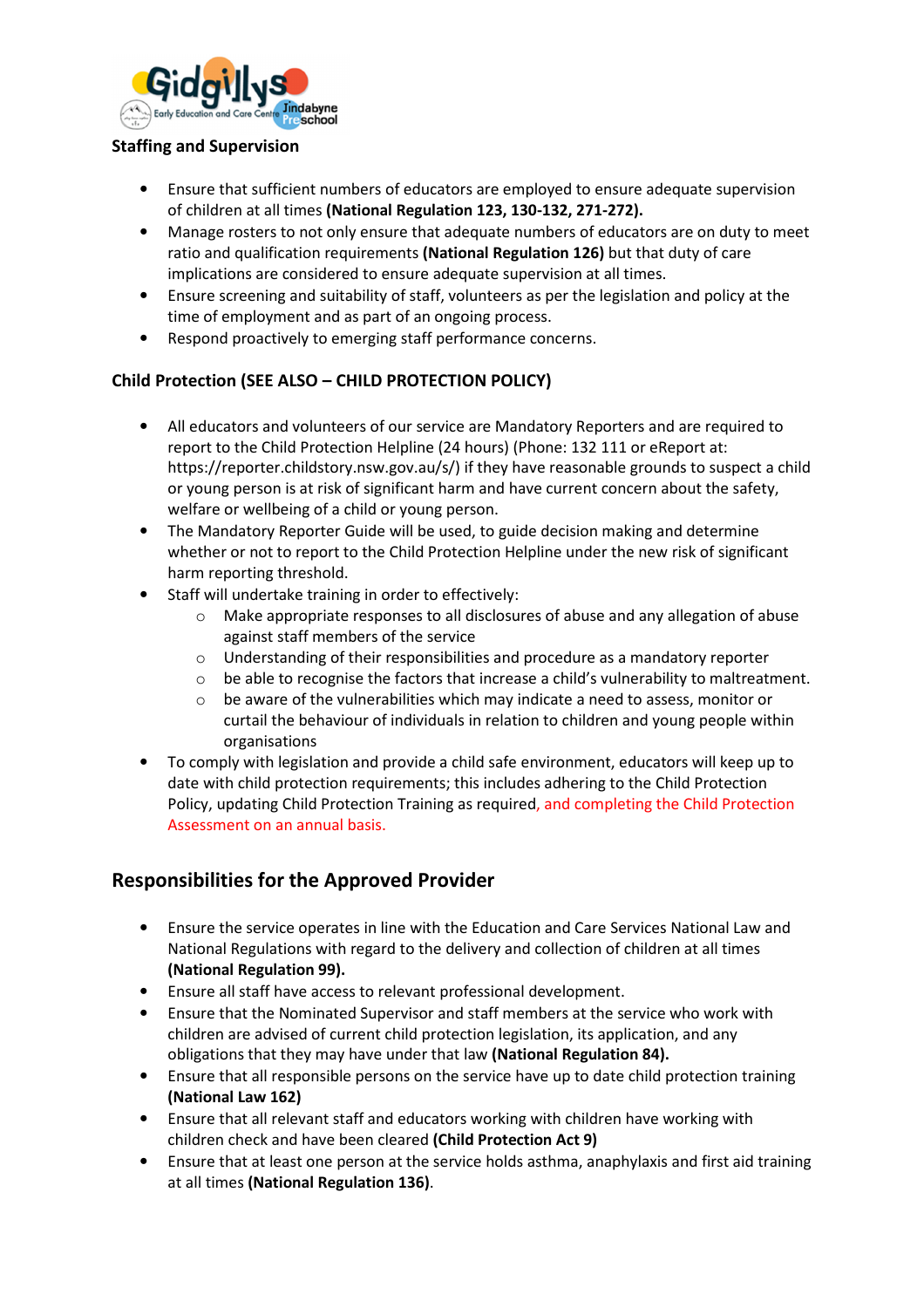**Staffing and Supervision**

- Ensure that sufficient numbers of educators are employed to ensure adequate supervision of children at all times **(National Regulation 123, 130-132, 271-272).**
- Manage rosters to not only ensure that adequate numbers of educators are on duty to meet ratio and qualification requirements **(National Regulation 126)** but that duty of care implications are considered to ensure adequate supervision at all times.
- Ensure screening and suitability of staff, volunteers as per the legislation and policy at the time of employment and as part of an ongoing process.
- Respond proactively to emerging staff performance concerns.

**Child Protection (SEE ALSO – CHILD PROTECTION POLICY)**

- All educators and volunteers of our service are Mandatory Reporters and are required to report to the Child Protection Helpline (24 hours) (Phone: 132 111 or eReport at: https://reporter.childstory.nsw.gov.au/s/) if they have reasonable grounds to suspect a child or young person is at risk of significant harm and have current concern about the safety, welfare or wellbeing of a child or young person.
- The Mandatory Reporter Guide will be used, to guide decision making and determine whether or not to report to the Child Protection Helpline under the new risk of significant harm reporting threshold.
- Staff will undertake training in order to effectively:
  - Make appropriate responses to all disclosures of abuse and any allegation of abuse against staff members of the service
  - Understanding of their responsibilities and procedure as a mandatory reporter
  - be able to recognise the factors that increase a child's vulnerability to maltreatment.
  - be aware of the vulnerabilities which may indicate a need to assess, monitor or curtail the behaviour of individuals in relation to children and young people within organisations
- To comply with legislation and provide a child safe environment, educators will keep up to date with child protection requirements; this includes adhering to the Child Protection Policy, updating Child Protection Training as required, and completing the Child Protection Assessment on an annual basis.

## Responsibilities for the Approved Provider

- Ensure the service operates in line with the Education and Care Services National Law and National Regulations with regard to the delivery and collection of children at all times **(National Regulation 99).**
- Ensure all staff have access to relevant professional development.
- Ensure that the Nominated Supervisor and staff members at the service who work with children are advised of current child protection legislation, its application, and any obligations that they may have under that law **(National Regulation 84).**
- Ensure that all responsible persons on the service have up to date child protection training **(National Law 162)**
- Ensure that all relevant staff and educators working with children have working with children check and have been cleared **(Child Protection Act 9)**
- Ensure that at least one person at the service holds asthma, anaphylaxis and first aid training at all times **(National Regulation 136)**.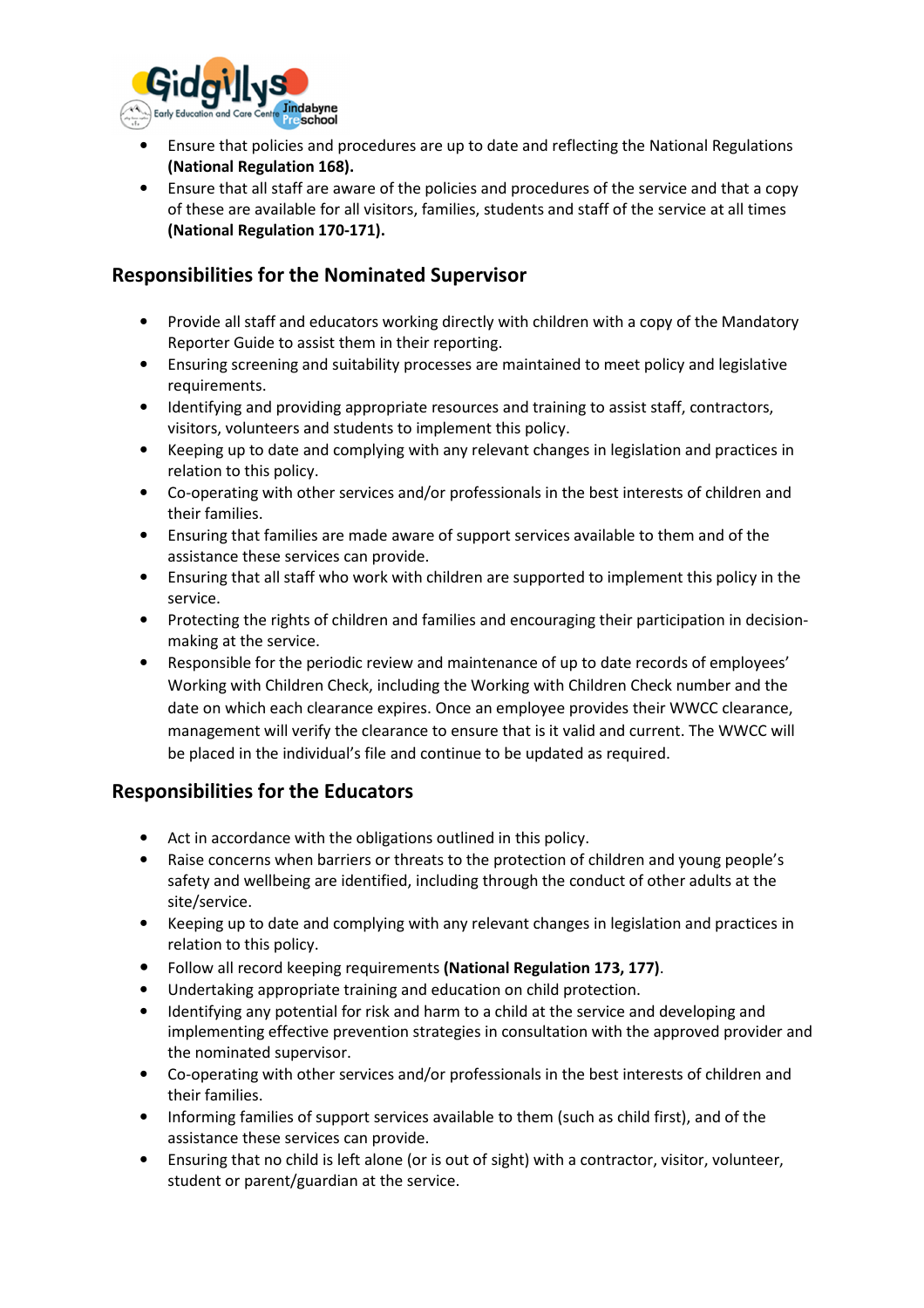- Ensure that policies and procedures are up to date and reflecting the National Regulations **(National Regulation 168).**
- Ensure that all staff are aware of the policies and procedures of the service and that a copy of these are available for all visitors, families, students and staff of the service at all times **(National Regulation 170-171).**

## Responsibilities for the Nominated Supervisor

- Provide all staff and educators working directly with children with a copy of the Mandatory Reporter Guide to assist them in their reporting.
- Ensuring screening and suitability processes are maintained to meet policy and legislative requirements.
- Identifying and providing appropriate resources and training to assist staff, contractors, visitors, volunteers and students to implement this policy.
- Keeping up to date and complying with any relevant changes in legislation and practices in relation to this policy.
- Co-operating with other services and/or professionals in the best interests of children and their families.
- Ensuring that families are made aware of support services available to them and of the assistance these services can provide.
- Ensuring that all staff who work with children are supported to implement this policy in the service.
- Protecting the rights of children and families and encouraging their participation in decision-making at the service.
- Responsible for the periodic review and maintenance of up to date records of employees' Working with Children Check, including the Working with Children Check number and the date on which each clearance expires. Once an employee provides their WWCC clearance, management will verify the clearance to ensure that is it valid and current. The WWCC will be placed in the individual's file and continue to be updated as required.

## Responsibilities for the Educators

- Act in accordance with the obligations outlined in this policy.
- Raise concerns when barriers or threats to the protection of children and young people's safety and wellbeing are identified, including through the conduct of other adults at the site/service.
- Keeping up to date and complying with any relevant changes in legislation and practices in relation to this policy.
- Follow all record keeping requirements **(National Regulation 173, 177)**.
- Undertaking appropriate training and education on child protection.
- Identifying any potential for risk and harm to a child at the service and developing and implementing effective prevention strategies in consultation with the approved provider and the nominated supervisor.
- Co-operating with other services and/or professionals in the best interests of children and their families.
- Informing families of support services available to them (such as child first), and of the assistance these services can provide.
- Ensuring that no child is left alone (or is out of sight) with a contractor, visitor, volunteer, student or parent/guardian at the service.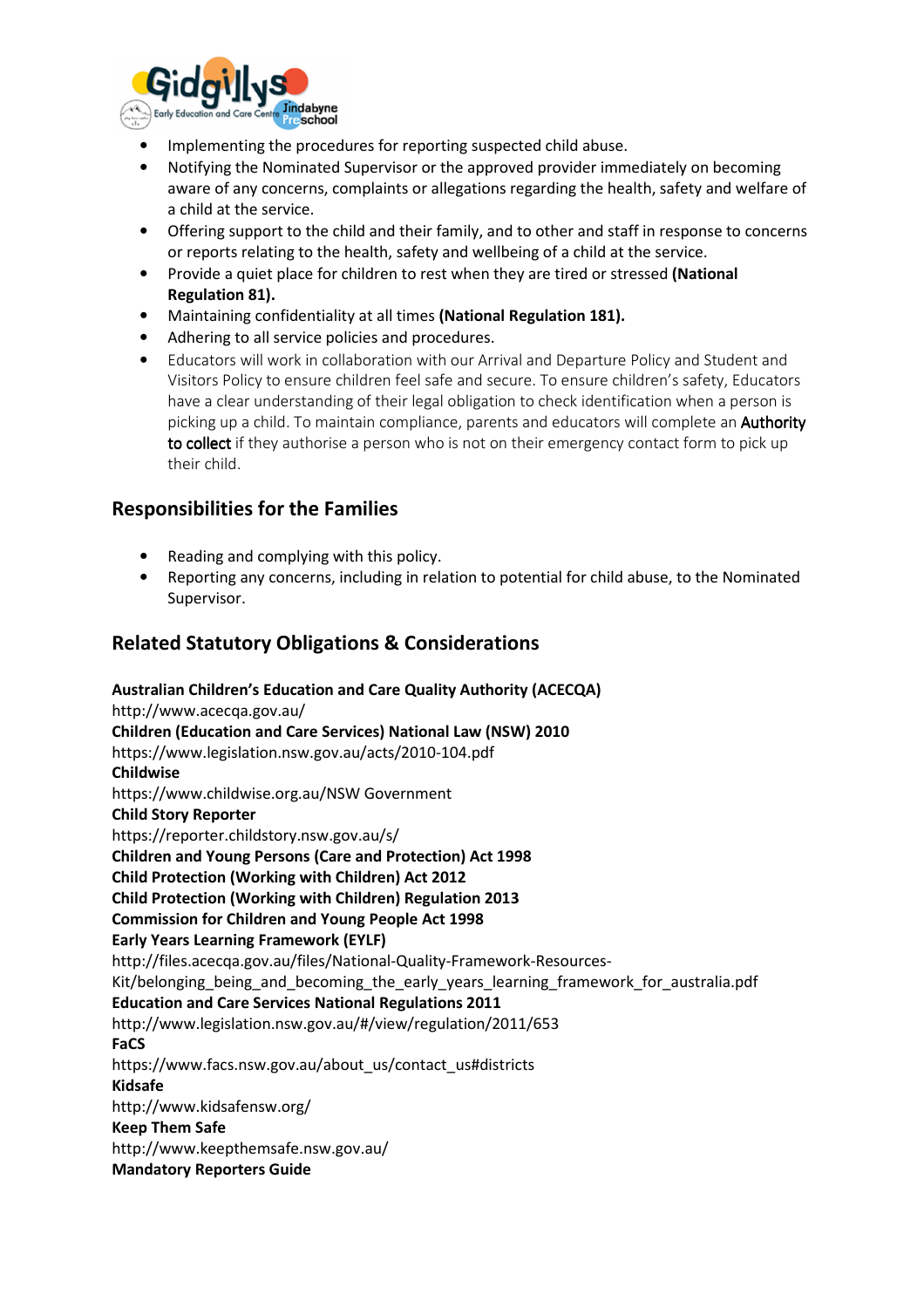- Implementing the procedures for reporting suspected child abuse.
- Notifying the Nominated Supervisor or the approved provider immediately on becoming aware of any concerns, complaints or allegations regarding the health, safety and welfare of a child at the service.
- Offering support to the child and their family, and to other and staff in response to concerns or reports relating to the health, safety and wellbeing of a child at the service.
- Provide a quiet place for children to rest when they are tired or stressed **(National Regulation 81).**
- Maintaining confidentiality at all times **(National Regulation 181).**
- Adhering to all service policies and procedures.
- Educators will work in collaboration with our Arrival and Departure Policy and Student and Visitors Policy to ensure children feel safe and secure. To ensure children's safety, Educators have a clear understanding of their legal obligation to check identification when a person is picking up a child. To maintain compliance, parents and educators will complete an Authority to collect if they authorise a person who is not on their emergency contact form to pick up their child.

## Responsibilities for the Families

- Reading and complying with this policy.
- Reporting any concerns, including in relation to potential for child abuse, to the Nominated Supervisor.

## Related Statutory Obligations & Considerations

**Australian Children's Education and Care Quality Authority (ACECQA)**
http://www.acecqa.gov.au/
**Children (Education and Care Services) National Law (NSW) 2010**
https://www.legislation.nsw.gov.au/acts/2010-104.pdf
**Childwise**
https://www.childwise.org.au/NSW Government
**Child Story Reporter**
https://reporter.childstory.nsw.gov.au/s/
**Children and Young Persons (Care and Protection) Act 1998**
**Child Protection (Working with Children) Act 2012**
**Child Protection (Working with Children) Regulation 2013**
**Commission for Children and Young People Act 1998**
**Early Years Learning Framework (EYLF)**
http://files.acecqa.gov.au/files/National-Quality-Framework-Resources-Kit/belonging_being_and_becoming_the_early_years_learning_framework_for_australia.pdf
**Education and Care Services National Regulations 2011**
http://www.legislation.nsw.gov.au/#/view/regulation/2011/653
**FaCS**
https://www.facs.nsw.gov.au/about_us/contact_us#districts
**Kidsafe**
http://www.kidsafensw.org/
**Keep Them Safe**
http://www.keepthemsafe.nsw.gov.au/
**Mandatory Reporters Guide**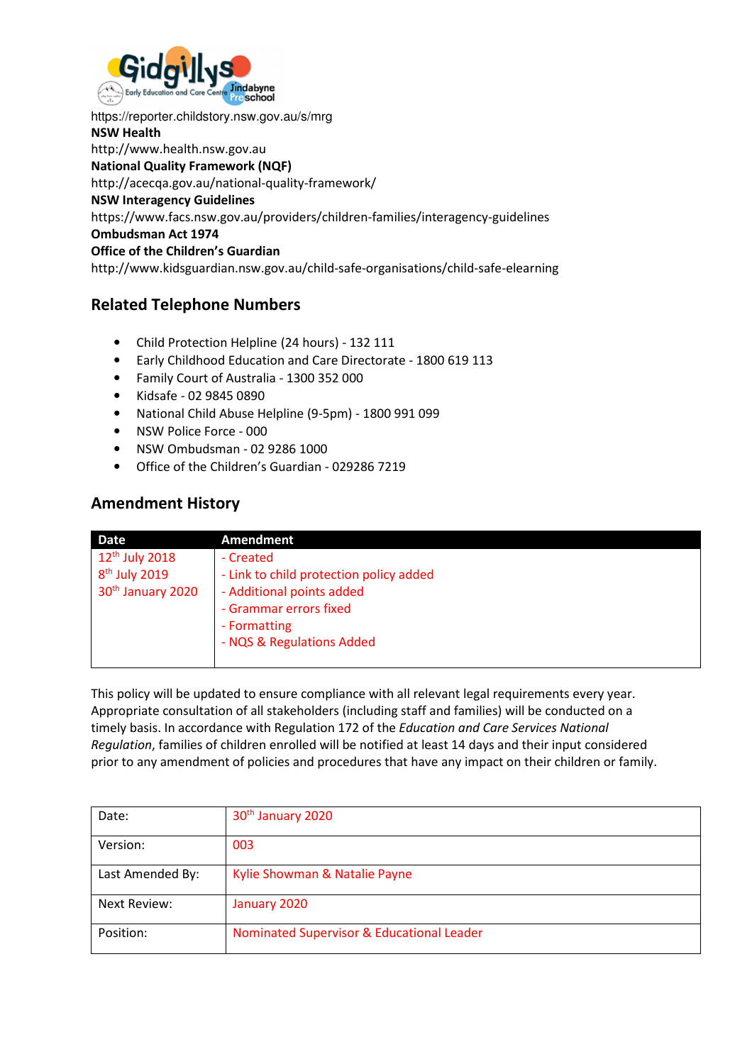https://reporter.childstory.nsw.gov.au/s/mrg
**NSW Health**
http://www.health.nsw.gov.au
**National Quality Framework (NQF)**
http://acecqa.gov.au/national-quality-framework/
**NSW Interagency Guidelines**
https://www.facs.nsw.gov.au/providers/children-families/interagency-guidelines
**Ombudsman Act 1974**
**Office of the Children's Guardian**
http://www.kidsguardian.nsw.gov.au/child-safe-organisations/child-safe-elearning

## Related Telephone Numbers

- Child Protection Helpline (24 hours) - 132 111
- Early Childhood Education and Care Directorate - 1800 619 113
- Family Court of Australia - 1300 352 000
- Kidsafe - 02 9845 0890
- National Child Abuse Helpline (9-5pm) - 1800 991 099
- NSW Police Force - 000
- NSW Ombudsman - 02 9286 1000
- Office of the Children's Guardian - 029286 7219

## Amendment History

| Date | Amendment |
|---|---|
| 12th July 2018<br>8th July 2019<br>30th January 2020 | - Created<br>- Link to child protection policy added<br>- Additional points added<br>- Grammar errors fixed<br>- Formatting<br>- NQS & Regulations Added |

This policy will be updated to ensure compliance with all relevant legal requirements every year. Appropriate consultation of all stakeholders (including staff and families) will be conducted on a timely basis. In accordance with Regulation 172 of the *Education and Care Services National Regulation*, families of children enrolled will be notified at least 14 days and their input considered prior to any amendment of policies and procedures that have any impact on their children or family.

| | |
|---|---|
| Date: | 30th January 2020 |
| Version: | 003 |
| Last Amended By: | Kylie Showman & Natalie Payne |
| Next Review: | January 2020 |
| Position: | Nominated Supervisor & Educational Leader |